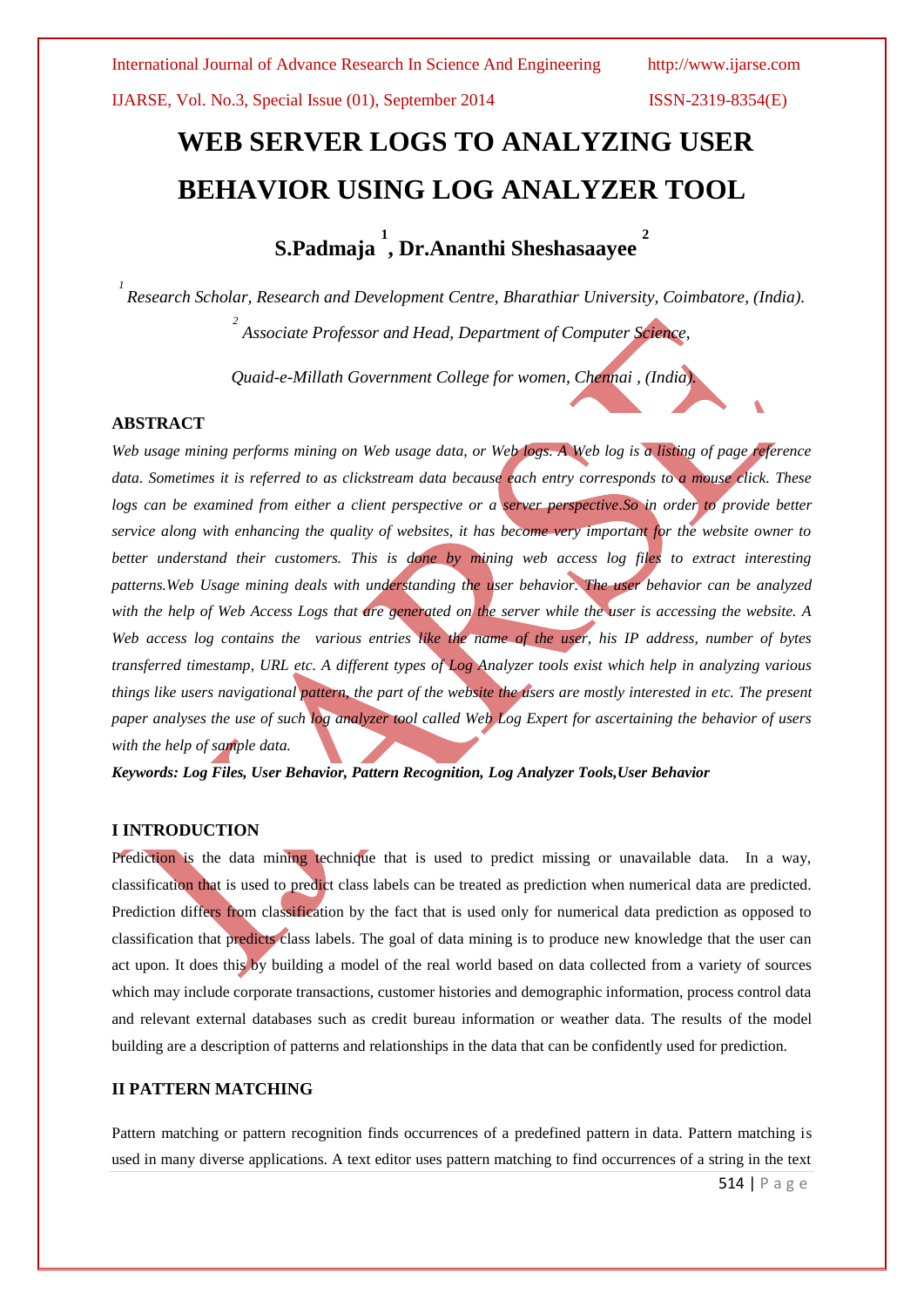# WEB SERVER LOGS TO ANALYZING USER BEHAVIOR USING LOG ANALYZER TOOL

**S.Padmaja [1], Dr.Ananthi Sheshasaayee [2]**

[1] *Research Scholar, Research and Development Centre, Bharathiar University, Coimbatore, (India).*

[2] *Associate Professor and Head, Department of Computer Science,*

*Quaid-e-Millath Government College for women, Chennai , (India).*

## ABSTRACT

*Web usage mining performs mining on Web usage data, or Web logs. A Web log is a listing of page reference data. Sometimes it is referred to as clickstream data because each entry corresponds to a mouse click. These logs can be examined from either a client perspective or a server perspective.So in order to provide better service along with enhancing the quality of websites, it has become very important for the website owner to better understand their customers. This is done by mining web access log files to extract interesting patterns.Web Usage mining deals with understanding the user behavior. The user behavior can be analyzed with the help of Web Access Logs that are generated on the server while the user is accessing the website. A Web access log contains the various entries like the name of the user, his IP address, number of bytes transferred timestamp, URL etc. A different types of Log Analyzer tools exist which help in analyzing various things like users navigational pattern, the part of the website the users are mostly interested in etc. The present paper analyses the use of such log analyzer tool called Web Log Expert for ascertaining the behavior of users with the help of sample data.*

***Keywords: Log Files, User Behavior, Pattern Recognition, Log Analyzer Tools,User Behavior***

## I INTRODUCTION

Prediction is the data mining technique that is used to predict missing or unavailable data. In a way, classification that is used to predict class labels can be treated as prediction when numerical data are predicted. Prediction differs from classification by the fact that is used only for numerical data prediction as opposed to classification that predicts class labels. The goal of data mining is to produce new knowledge that the user can act upon. It does this by building a model of the real world based on data collected from a variety of sources which may include corporate transactions, customer histories and demographic information, process control data and relevant external databases such as credit bureau information or weather data. The results of the model building are a description of patterns and relationships in the data that can be confidently used for prediction.

## II PATTERN MATCHING

Pattern matching or pattern recognition finds occurrences of a predefined pattern in data. Pattern matching is used in many diverse applications. A text editor uses pattern matching to find occurrences of a string in the text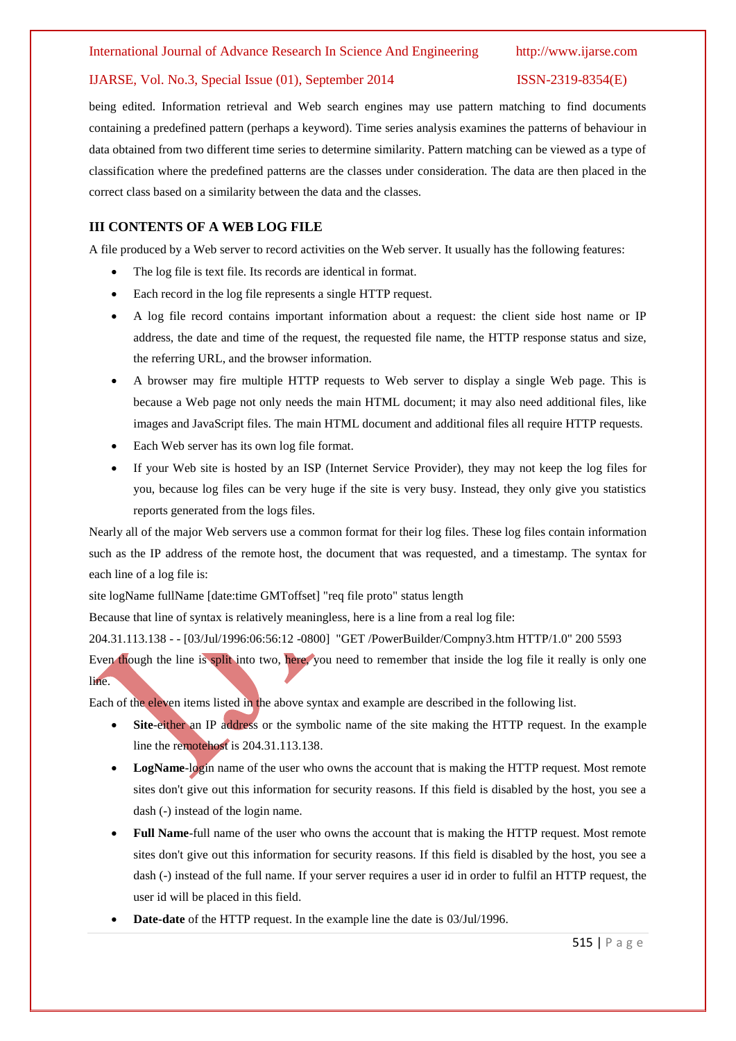being edited. Information retrieval and Web search engines may use pattern matching to find documents containing a predefined pattern (perhaps a keyword). Time series analysis examines the patterns of behaviour in data obtained from two different time series to determine similarity. Pattern matching can be viewed as a type of classification where the predefined patterns are the classes under consideration. The data are then placed in the correct class based on a similarity between the data and the classes.

## III CONTENTS OF A WEB LOG FILE

A file produced by a Web server to record activities on the Web server. It usually has the following features:

- The log file is text file. Its records are identical in format.
- Each record in the log file represents a single HTTP request.
- A log file record contains important information about a request: the client side host name or IP address, the date and time of the request, the requested file name, the HTTP response status and size, the referring URL, and the browser information.
- A browser may fire multiple HTTP requests to Web server to display a single Web page. This is because a Web page not only needs the main HTML document; it may also need additional files, like images and JavaScript files. The main HTML document and additional files all require HTTP requests.
- Each Web server has its own log file format.
- If your Web site is hosted by an ISP (Internet Service Provider), they may not keep the log files for you, because log files can be very huge if the site is very busy. Instead, they only give you statistics reports generated from the logs files.

Nearly all of the major Web servers use a common format for their log files. These log files contain information such as the IP address of the remote host, the document that was requested, and a timestamp. The syntax for each line of a log file is:

site logName fullName [date:time GMToffset] "req file proto" status length

Because that line of syntax is relatively meaningless, here is a line from a real log file:

204.31.113.138 - - [03/Jul/1996:06:56:12 -0800] "GET /PowerBuilder/Compny3.htm HTTP/1.0" 200 5593

Even though the line is split into two, here, you need to remember that inside the log file it really is only one line.

Each of the eleven items listed in the above syntax and example are described in the following list.

- **Site**-either an IP address or the symbolic name of the site making the HTTP request. In the example line the remotehost is 204.31.113.138.
- **LogName**-login name of the user who owns the account that is making the HTTP request. Most remote sites don't give out this information for security reasons. If this field is disabled by the host, you see a dash (-) instead of the login name.
- **Full Name**-full name of the user who owns the account that is making the HTTP request. Most remote sites don't give out this information for security reasons. If this field is disabled by the host, you see a dash (-) instead of the full name. If your server requires a user id in order to fulfil an HTTP request, the user id will be placed in this field.
- **Date-date** of the HTTP request. In the example line the date is 03/Jul/1996.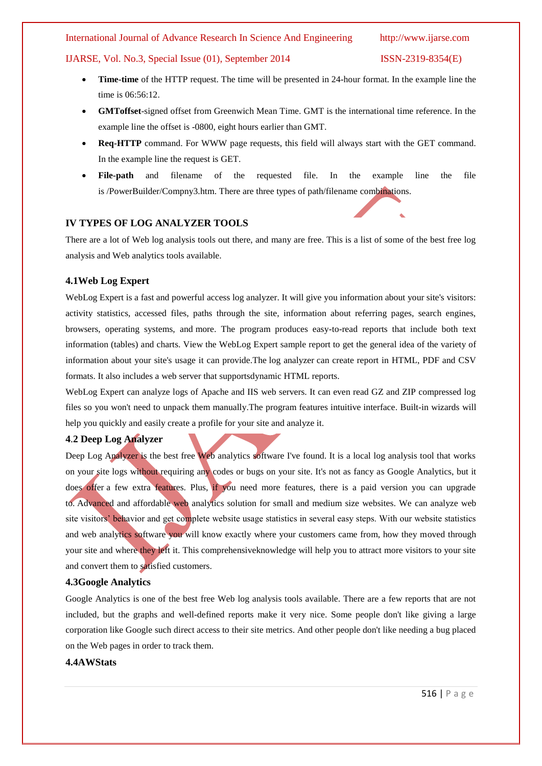- **Time-time** of the HTTP request. The time will be presented in 24-hour format. In the example line the time is 06:56:12.
- **GMToffset**-signed offset from Greenwich Mean Time. GMT is the international time reference. In the example line the offset is -0800, eight hours earlier than GMT.
- **Req-HTTP** command. For WWW page requests, this field will always start with the GET command. In the example line the request is GET.
- **File-path** and filename of the requested file. In the example line the file is /PowerBuilder/Compny3.htm. There are three types of path/filename combinations.

## IV TYPES OF LOG ANALYZER TOOLS

There are a lot of Web log analysis tools out there, and many are free. This is a list of some of the best free log analysis and Web analytics tools available.

### 4.1Web Log Expert

WebLog Expert is a fast and powerful access log analyzer. It will give you information about your site's visitors: activity statistics, accessed files, paths through the site, information about referring pages, search engines, browsers, operating systems, and more. The program produces easy-to-read reports that include both text information (tables) and charts. View the WebLog Expert sample report to get the general idea of the variety of information about your site's usage it can provide.The log analyzer can create report in HTML, PDF and CSV formats. It also includes a web server that supportsdynamic HTML reports.

WebLog Expert can analyze logs of Apache and IIS web servers. It can even read GZ and ZIP compressed log files so you won't need to unpack them manually.The program features intuitive interface. Built-in wizards will help you quickly and easily create a profile for your site and analyze it.

### 4.2 Deep Log Analyzer

Deep Log Analyzer is the best free Web analytics software I've found. It is a local log analysis tool that works on your site logs without requiring any codes or bugs on your site. It's not as fancy as Google Analytics, but it does offer a few extra features. Plus, if you need more features, there is a paid version you can upgrade to. Advanced and affordable web analytics solution for small and medium size websites. We can analyze web site visitors' behavior and get complete website usage statistics in several easy steps. With our website statistics and web analytics software you will know exactly where your customers came from, how they moved through your site and where they left it. This comprehensiveknowledge will help you to attract more visitors to your site and convert them to satisfied customers.

### 4.3Google Analytics

Google Analytics is one of the best free Web log analysis tools available. There are a few reports that are not included, but the graphs and well-defined reports make it very nice. Some people don't like giving a large corporation like Google such direct access to their site metrics. And other people don't like needing a bug placed on the Web pages in order to track them.

### 4.4AWStats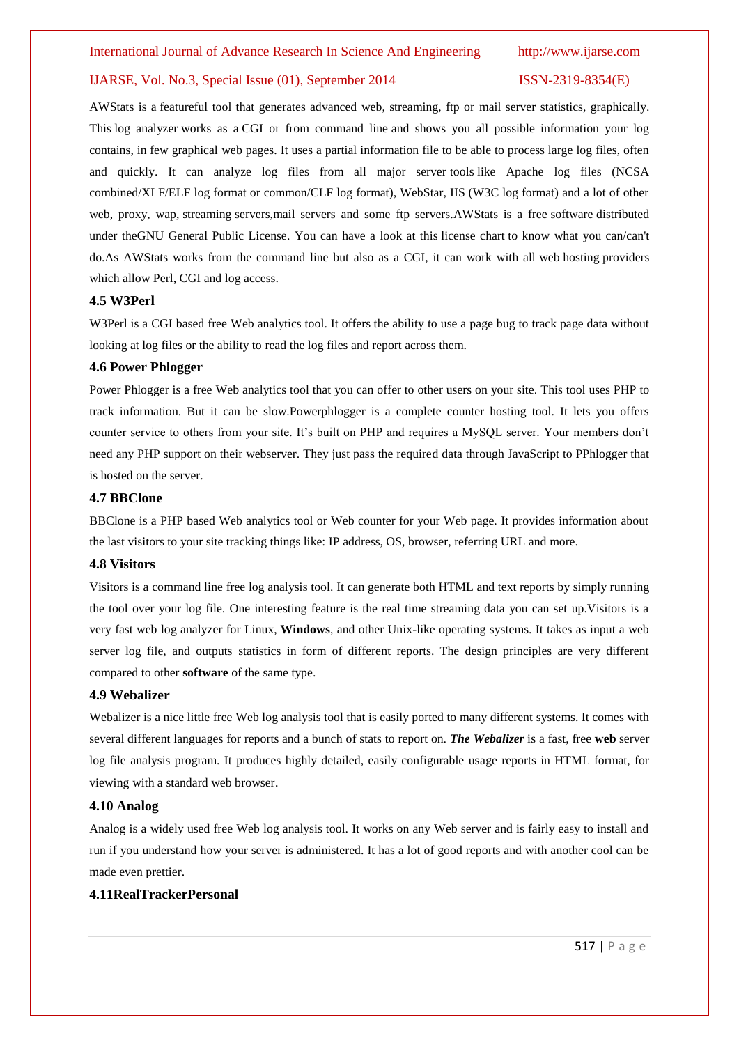AWStats is a featureful tool that generates advanced web, streaming, ftp or mail server statistics, graphically. This log analyzer works as a CGI or from command line and shows you all possible information your log contains, in few graphical web pages. It uses a partial information file to be able to process large log files, often and quickly. It can analyze log files from all major server tools like Apache log files (NCSA combined/XLF/ELF log format or common/CLF log format), WebStar, IIS (W3C log format) and a lot of other web, proxy, wap, streaming servers,mail servers and some ftp servers.AWStats is a free software distributed under theGNU General Public License. You can have a look at this license chart to know what you can/can't do.As AWStats works from the command line but also as a CGI, it can work with all web hosting providers which allow Perl, CGI and log access.

### 4.5 W3Perl

W3Perl is a CGI based free Web analytics tool. It offers the ability to use a page bug to track page data without looking at log files or the ability to read the log files and report across them.

### 4.6 Power Phlogger

Power Phlogger is a free Web analytics tool that you can offer to other users on your site. This tool uses PHP to track information. But it can be slow.Powerphlogger is a complete counter hosting tool. It lets you offers counter service to others from your site. It's built on PHP and requires a MySQL server. Your members don't need any PHP support on their webserver. They just pass the required data through JavaScript to PPhlogger that is hosted on the server.

### 4.7 BBClone

BBClone is a PHP based Web analytics tool or Web counter for your Web page. It provides information about the last visitors to your site tracking things like: IP address, OS, browser, referring URL and more.

### 4.8 Visitors

Visitors is a command line free log analysis tool. It can generate both HTML and text reports by simply running the tool over your log file. One interesting feature is the real time streaming data you can set up.Visitors is a very fast web log analyzer for Linux, **Windows**, and other Unix-like operating systems. It takes as input a web server log file, and outputs statistics in form of different reports. The design principles are very different compared to other **software** of the same type.

### 4.9 Webalizer

Webalizer is a nice little free Web log analysis tool that is easily ported to many different systems. It comes with several different languages for reports and a bunch of stats to report on. ***The Webalizer*** is a fast, free **web** server log file analysis program. It produces highly detailed, easily configurable usage reports in HTML format, for viewing with a standard web browser.

### 4.10 Analog

Analog is a widely used free Web log analysis tool. It works on any Web server and is fairly easy to install and run if you understand how your server is administered. It has a lot of good reports and with another cool can be made even prettier.

### 4.11RealTrackerPersonal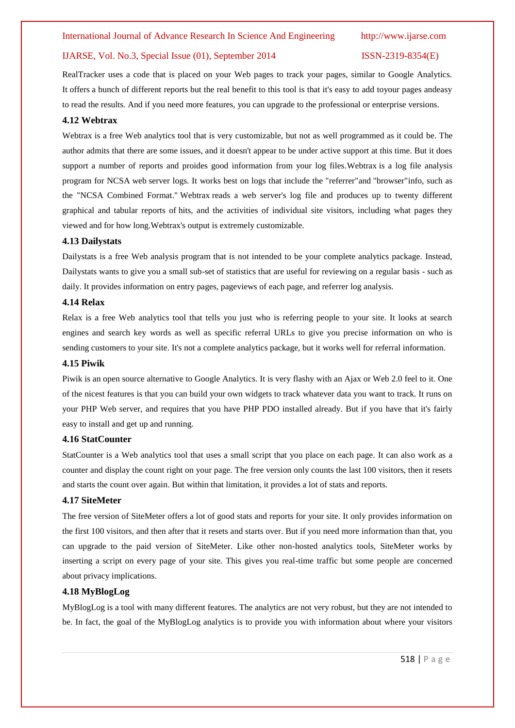RealTracker uses a code that is placed on your Web pages to track your pages, similar to Google Analytics. It offers a bunch of different reports but the real benefit to this tool is that it's easy to add toyour pages andeasy to read the results. And if you need more features, you can upgrade to the professional or enterprise versions.

### 4.12 Webtrax

Webtrax is a free Web analytics tool that is very customizable, but not as well programmed as it could be. The author admits that there are some issues, and it doesn't appear to be under active support at this time. But it does support a number of reports and proides good information from your log files.Webtrax is a log file analysis program for NCSA web server logs. It works best on logs that include the "referrer"and "browser"info, such as the "NCSA Combined Format." Webtrax reads a web server's log file and produces up to twenty different graphical and tabular reports of hits, and the activities of individual site visitors, including what pages they viewed and for how long.Webtrax's output is extremely customizable.

### 4.13 Dailystats

Dailystats is a free Web analysis program that is not intended to be your complete analytics package. Instead, Dailystats wants to give you a small sub-set of statistics that are useful for reviewing on a regular basis - such as daily. It provides information on entry pages, pageviews of each page, and referrer log analysis.

### 4.14 Relax

Relax is a free Web analytics tool that tells you just who is referring people to your site. It looks at search engines and search key words as well as specific referral URLs to give you precise information on who is sending customers to your site. It's not a complete analytics package, but it works well for referral information.

### 4.15 Piwik

Piwik is an open source alternative to Google Analytics. It is very flashy with an Ajax or Web 2.0 feel to it. One of the nicest features is that you can build your own widgets to track whatever data you want to track. It runs on your PHP Web server, and requires that you have PHP PDO installed already. But if you have that it's fairly easy to install and get up and running.

### 4.16 StatCounter

StatCounter is a Web analytics tool that uses a small script that you place on each page. It can also work as a counter and display the count right on your page. The free version only counts the last 100 visitors, then it resets and starts the count over again. But within that limitation, it provides a lot of stats and reports.

### 4.17 SiteMeter

The free version of SiteMeter offers a lot of good stats and reports for your site. It only provides information on the first 100 visitors, and then after that it resets and starts over. But if you need more information than that, you can upgrade to the paid version of SiteMeter. Like other non-hosted analytics tools, SiteMeter works by inserting a script on every page of your site. This gives you real-time traffic but some people are concerned about privacy implications.

### 4.18 MyBlogLog

MyBlogLog is a tool with many different features. The analytics are not very robust, but they are not intended to be. In fact, the goal of the MyBlogLog analytics is to provide you with information about where your visitors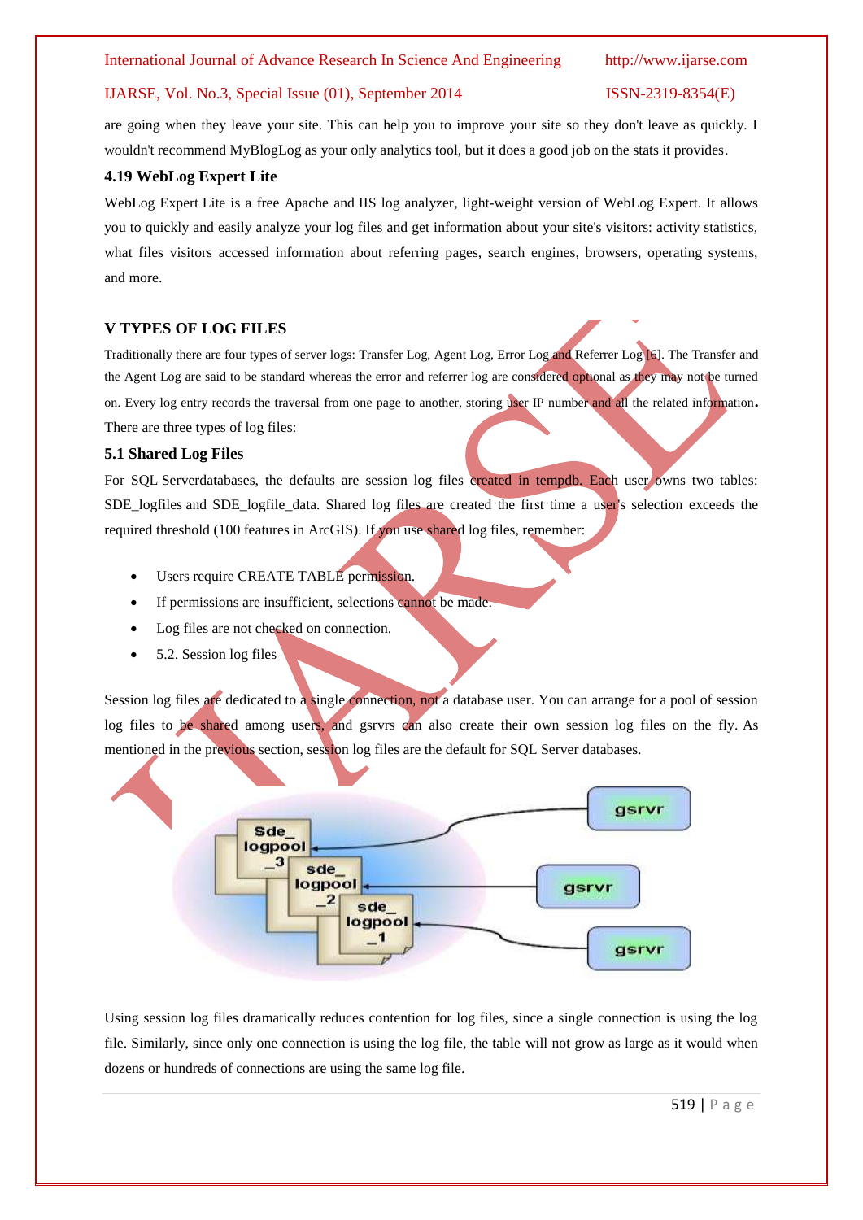are going when they leave your site. This can help you to improve your site so they don't leave as quickly. I wouldn't recommend MyBlogLog as your only analytics tool, but it does a good job on the stats it provides.

### 4.19 WebLog Expert Lite

WebLog Expert Lite is a free Apache and IIS log analyzer, light-weight version of WebLog Expert. It allows you to quickly and easily analyze your log files and get information about your site's visitors: activity statistics, what files visitors accessed information about referring pages, search engines, browsers, operating systems, and more.

## V TYPES OF LOG FILES

Traditionally there are four types of server logs: Transfer Log, Agent Log, Error Log and Referrer Log [6]. The Transfer and the Agent Log are said to be standard whereas the error and referrer log are considered optional as they may not be turned on. Every log entry records the traversal from one page to another, storing user IP number and all the related information.

There are three types of log files:

### 5.1 Shared Log Files

For SQL Serverdatabases, the defaults are session log files created in tempdb. Each user owns two tables: SDE_logfiles and SDE_logfile_data. Shared log files are created the first time a user's selection exceeds the required threshold (100 features in ArcGIS). If you use shared log files, remember:

- Users require CREATE TABLE permission.
- If permissions are insufficient, selections cannot be made.
- Log files are not checked on connection.
- 5.2. Session log files

Session log files are dedicated to a single connection, not a database user. You can arrange for a pool of session log files to be shared among users, and gsrvrs can also create their own session log files on the fly. As mentioned in the previous section, session log files are the default for SQL Server databases.

Using session log files dramatically reduces contention for log files, since a single connection is using the log file. Similarly, since only one connection is using the log file, the table will not grow as large as it would when dozens or hundreds of connections are using the same log file.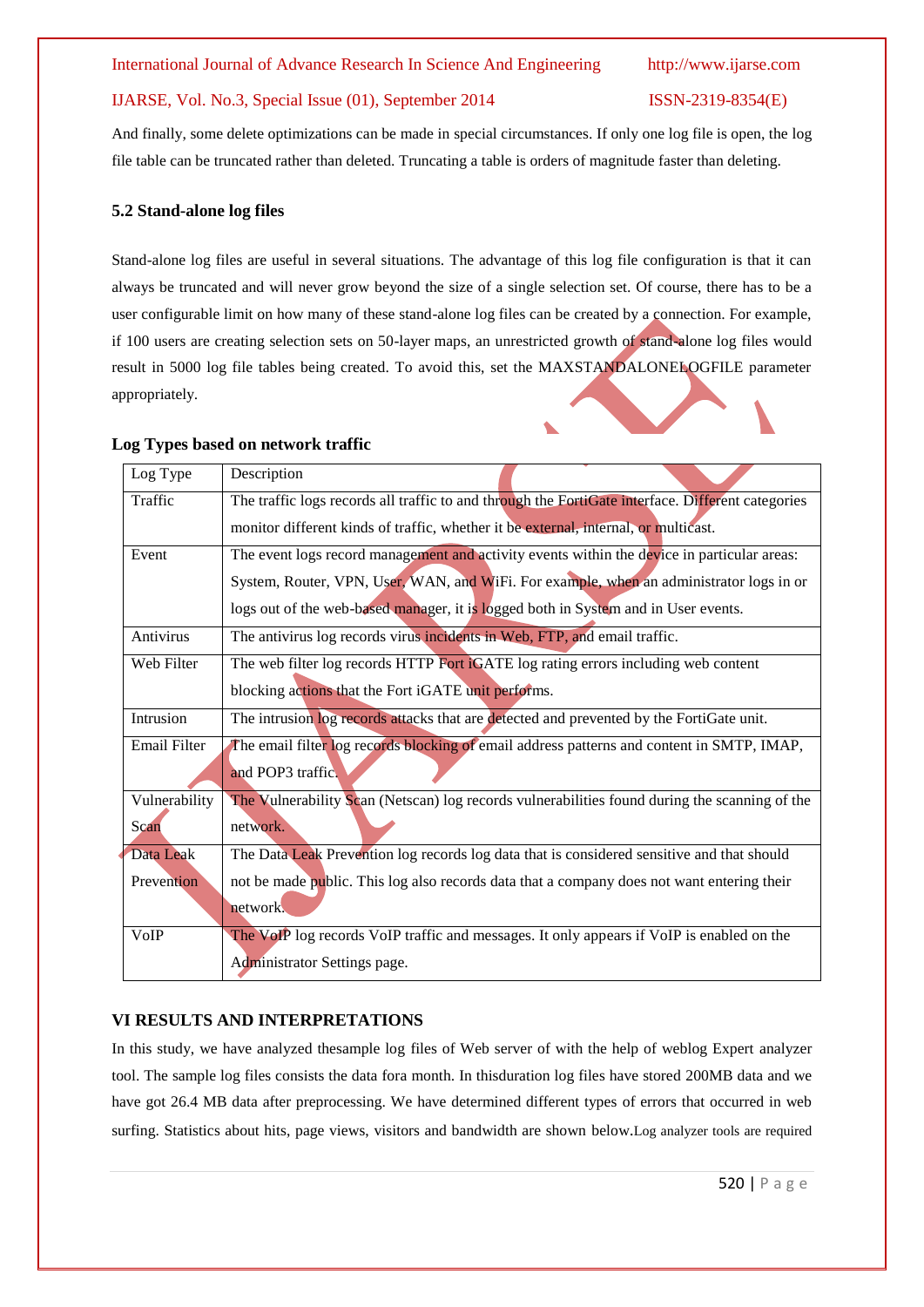And finally, some delete optimizations can be made in special circumstances. If only one log file is open, the log file table can be truncated rather than deleted. Truncating a table is orders of magnitude faster than deleting.

### 5.2 Stand-alone log files

Stand-alone log files are useful in several situations. The advantage of this log file configuration is that it can always be truncated and will never grow beyond the size of a single selection set. Of course, there has to be a user configurable limit on how many of these stand-alone log files can be created by a connection. For example, if 100 users are creating selection sets on 50-layer maps, an unrestricted growth of stand-alone log files would result in 5000 log file tables being created. To avoid this, set the MAXSTANDALONELOGFILE parameter appropriately.

**Log Types based on network traffic**

| Log Type | Description |
|---|---|
| Traffic | The traffic logs records all traffic to and through the FortiGate interface. Different categories monitor different kinds of traffic, whether it be external, internal, or multicast. |
| Event | The event logs record management and activity events within the device in particular areas: System, Router, VPN, User, WAN, and WiFi. For example, when an administrator logs in or logs out of the web-based manager, it is logged both in System and in User events. |
| Antivirus | The antivirus log records virus incidents in Web, FTP, and email traffic. |
| Web Filter | The web filter log records HTTP Fort iGATE log rating errors including web content blocking actions that the Fort iGATE unit performs. |
| Intrusion | The intrusion log records attacks that are detected and prevented by the FortiGate unit. |
| Email Filter | The email filter log records blocking of email address patterns and content in SMTP, IMAP, and POP3 traffic. |
| Vulnerability Scan | The Vulnerability Scan (Netscan) log records vulnerabilities found during the scanning of the network. |
| Data Leak Prevention | The Data Leak Prevention log records log data that is considered sensitive and that should not be made public. This log also records data that a company does not want entering their network. |
| VoIP | The VoIP log records VoIP traffic and messages. It only appears if VoIP is enabled on the Administrator Settings page. |

## VI RESULTS AND INTERPRETATIONS

In this study, we have analyzed thesample log files of Web server of with the help of weblog Expert analyzer tool. The sample log files consists the data fora month. In thisduration log files have stored 200MB data and we have got 26.4 MB data after preprocessing. We have determined different types of errors that occurred in web surfing. Statistics about hits, page views, visitors and bandwidth are shown below.Log analyzer tools are required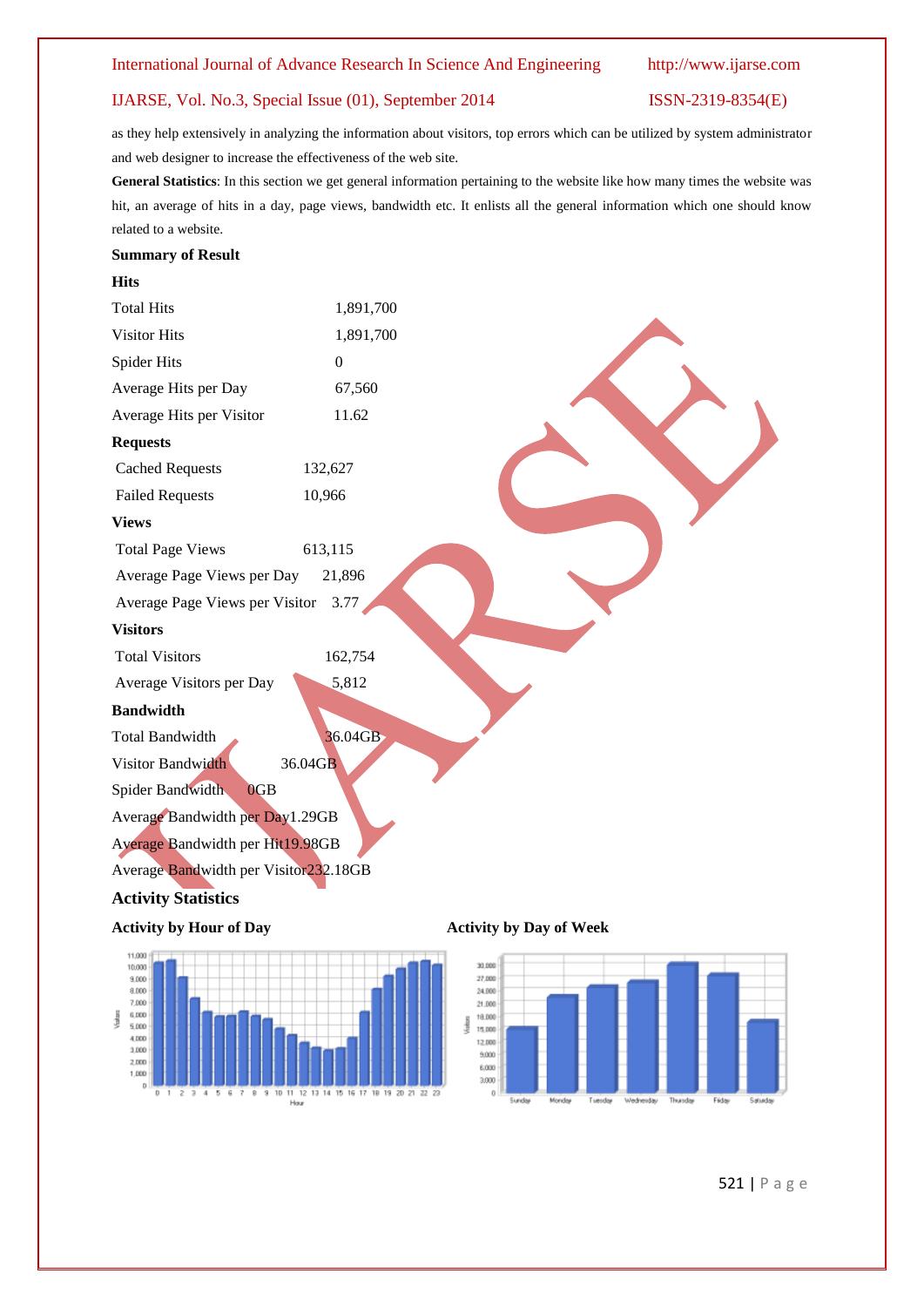as they help extensively in analyzing the information about visitors, top errors which can be utilized by system administrator and web designer to increase the effectiveness of the web site.

**General Statistics**: In this section we get general information pertaining to the website like how many times the website was hit, an average of hits in a day, page views, bandwidth etc. It enlists all the general information which one should know related to a website.

**Summary of Result**

**Hits**

| | |
|---|---|
| Total Hits | 1,891,700 |
| Visitor Hits | 1,891,700 |
| Spider Hits | 0 |
| Average Hits per Day | 67,560 |
| Average Hits per Visitor | 11.62 |

**Requests**

| | |
|---|---|
| Cached Requests | 132,627 |
| Failed Requests | 10,966 |

**Views**

| | |
|---|---|
| Total Page Views | 613,115 |
| Average Page Views per Day | 21,896 |
| Average Page Views per Visitor | 3.77 |

**Visitors**

| | |
|---|---|
| Total Visitors | 162,754 |
| Average Visitors per Day | 5,812 |

**Bandwidth**

| | |
|---|---|
| Total Bandwidth | 36.04GB |
| Visitor Bandwidth | 36.04GB |
| Spider Bandwidth | 0GB |
| Average Bandwidth per Day | 1.29GB |
| Average Bandwidth per Hit | 19.98GB |
| Average Bandwidth per Visitor | 232.18GB |

## Activity Statistics

**Activity by Hour of Day**

**Activity by Day of Week**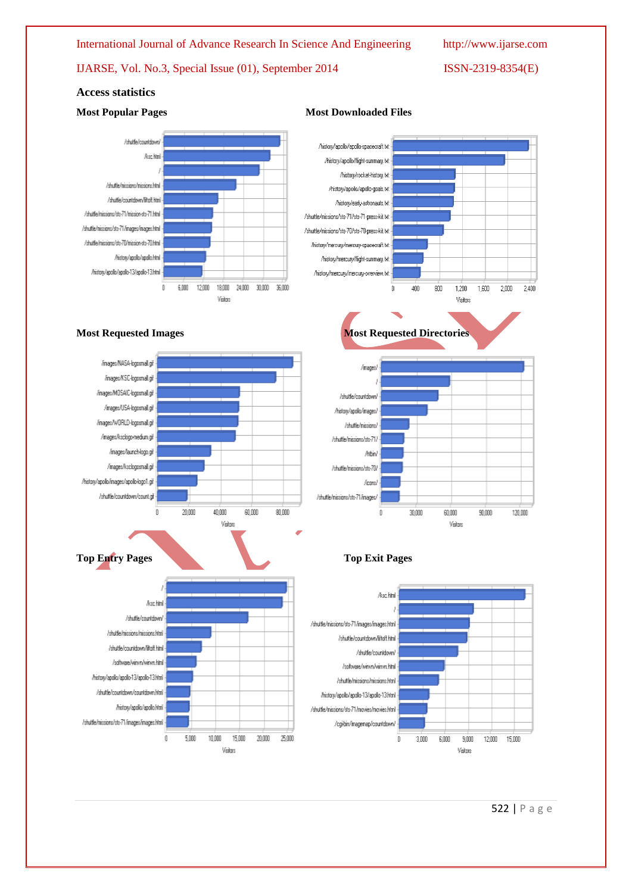## Access statistics

### Most Popular Pages

### Most Downloaded Files

### Most Requested Images

### Most Requested Directories

### Top Entry Pages

### Top Exit Pages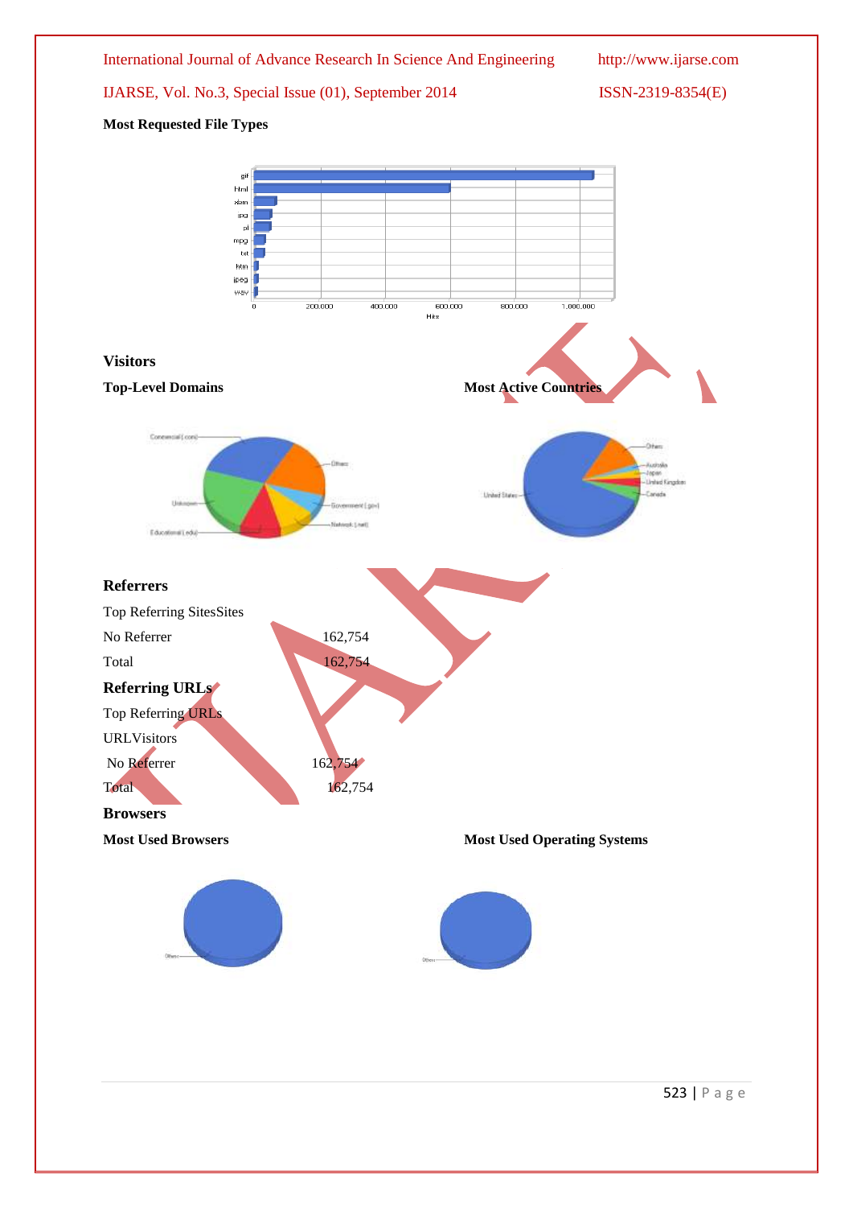**Most Requested File Types**

## Visitors

**Top-Level Domains**

**Most Active Countries**

## Referrers

Top Referring SitesSites

| No Referrer | 162,754 |
|---|---|
| Total | 162,754 |

## Referring URLs

Top Referring URLs

URLVisitors

| No Referrer | 162,754 |
|---|---|
| Total | 162,754 |

## Browsers

**Most Used Browsers**

**Most Used Operating Systems**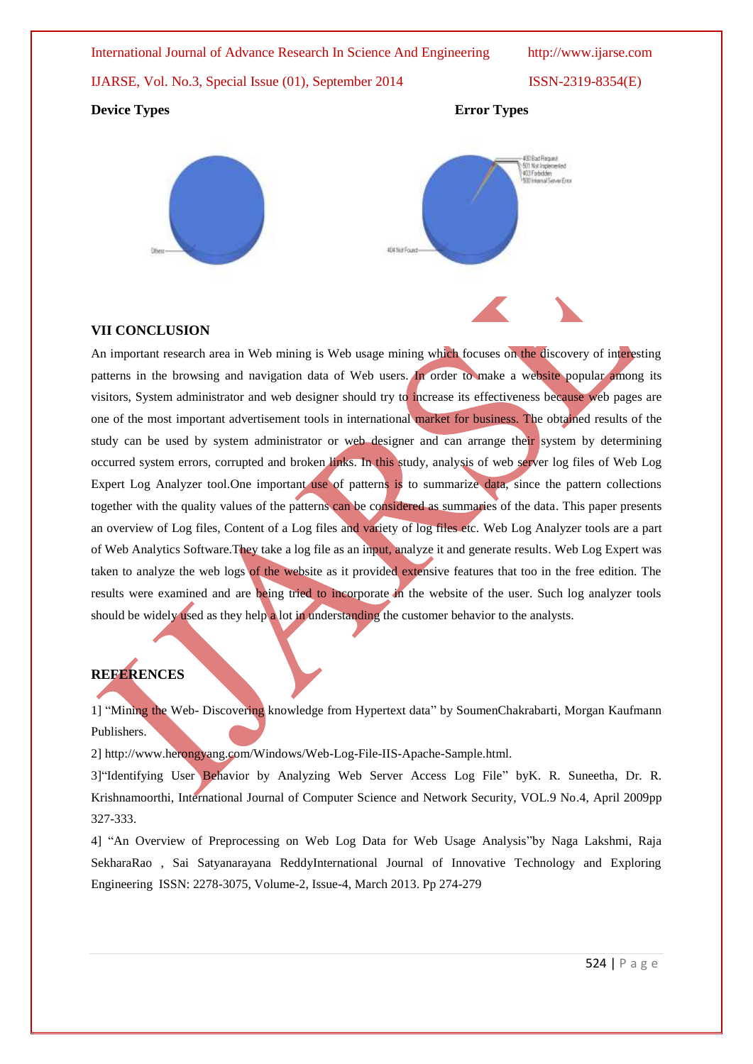**Device Types** **Error Types**

## VII CONCLUSION

An important research area in Web mining is Web usage mining which focuses on the discovery of interesting patterns in the browsing and navigation data of Web users. In order to make a website popular among its visitors, System administrator and web designer should try to increase its effectiveness because web pages are one of the most important advertisement tools in international market for business. The obtained results of the study can be used by system administrator or web designer and can arrange their system by determining occurred system errors, corrupted and broken links. In this study, analysis of web server log files of Web Log Expert Log Analyzer tool.One important use of patterns is to summarize data, since the pattern collections together with the quality values of the patterns can be considered as summaries of the data. This paper presents an overview of Log files, Content of a Log files and variety of log files etc. Web Log Analyzer tools are a part of Web Analytics Software.They take a log file as an input, analyze it and generate results. Web Log Expert was taken to analyze the web logs of the website as it provided extensive features that too in the free edition. The results were examined and are being tried to incorporate in the website of the user. Such log analyzer tools should be widely used as they help a lot in understanding the customer behavior to the analysts.

## REFERENCES

1] "Mining the Web- Discovering knowledge from Hypertext data" by SoumenChakrabarti, Morgan Kaufmann Publishers.

2] http://www.herongyang.com/Windows/Web-Log-File-IIS-Apache-Sample.html.

3]"Identifying User Behavior by Analyzing Web Server Access Log File" byK. R. Suneetha, Dr. R. Krishnamoorthi, International Journal of Computer Science and Network Security, VOL.9 No.4, April 2009pp 327-333.

4] "An Overview of Preprocessing on Web Log Data for Web Usage Analysis"by Naga Lakshmi, Raja SekharaRao , Sai Satyanarayana ReddyInternational Journal of Innovative Technology and Exploring Engineering ISSN: 2278-3075, Volume-2, Issue-4, March 2013. Pp 274-279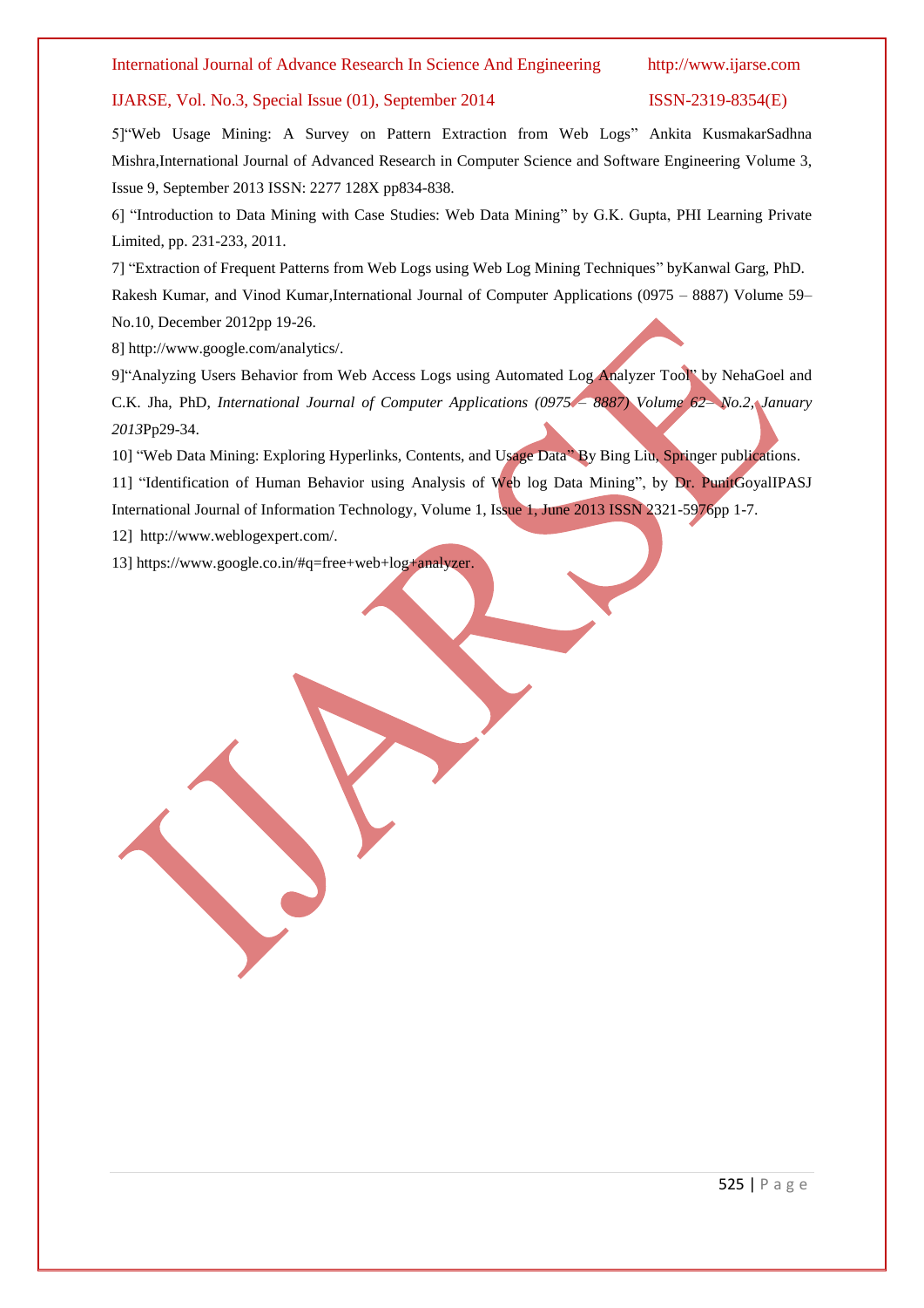5]"Web Usage Mining: A Survey on Pattern Extraction from Web Logs" Ankita KusmakarSadhna Mishra,International Journal of Advanced Research in Computer Science and Software Engineering Volume 3, Issue 9, September 2013 ISSN: 2277 128X pp834-838.

6] "Introduction to Data Mining with Case Studies: Web Data Mining" by G.K. Gupta, PHI Learning Private Limited, pp. 231-233, 2011.

7] "Extraction of Frequent Patterns from Web Logs using Web Log Mining Techniques" byKanwal Garg, PhD. Rakesh Kumar, and Vinod Kumar,International Journal of Computer Applications (0975 – 8887) Volume 59– No.10, December 2012pp 19-26.

8] http://www.google.com/analytics/.

9]"Analyzing Users Behavior from Web Access Logs using Automated Log Analyzer Tool" by NehaGoel and C.K. Jha, PhD, *International Journal of Computer Applications (0975 – 8887) Volume 62– No.2, January 2013*Pp29-34.

10] "Web Data Mining: Exploring Hyperlinks, Contents, and Usage Data" By Bing Liu, Springer publications.

11] "Identification of Human Behavior using Analysis of Web log Data Mining", by Dr. PunitGoyalIPASJ International Journal of Information Technology, Volume 1, Issue 1, June 2013 ISSN 2321-5976pp 1-7.

12] http://www.weblogexpert.com/.

13] https://www.google.co.in/#q=free+web+log+analyzer.